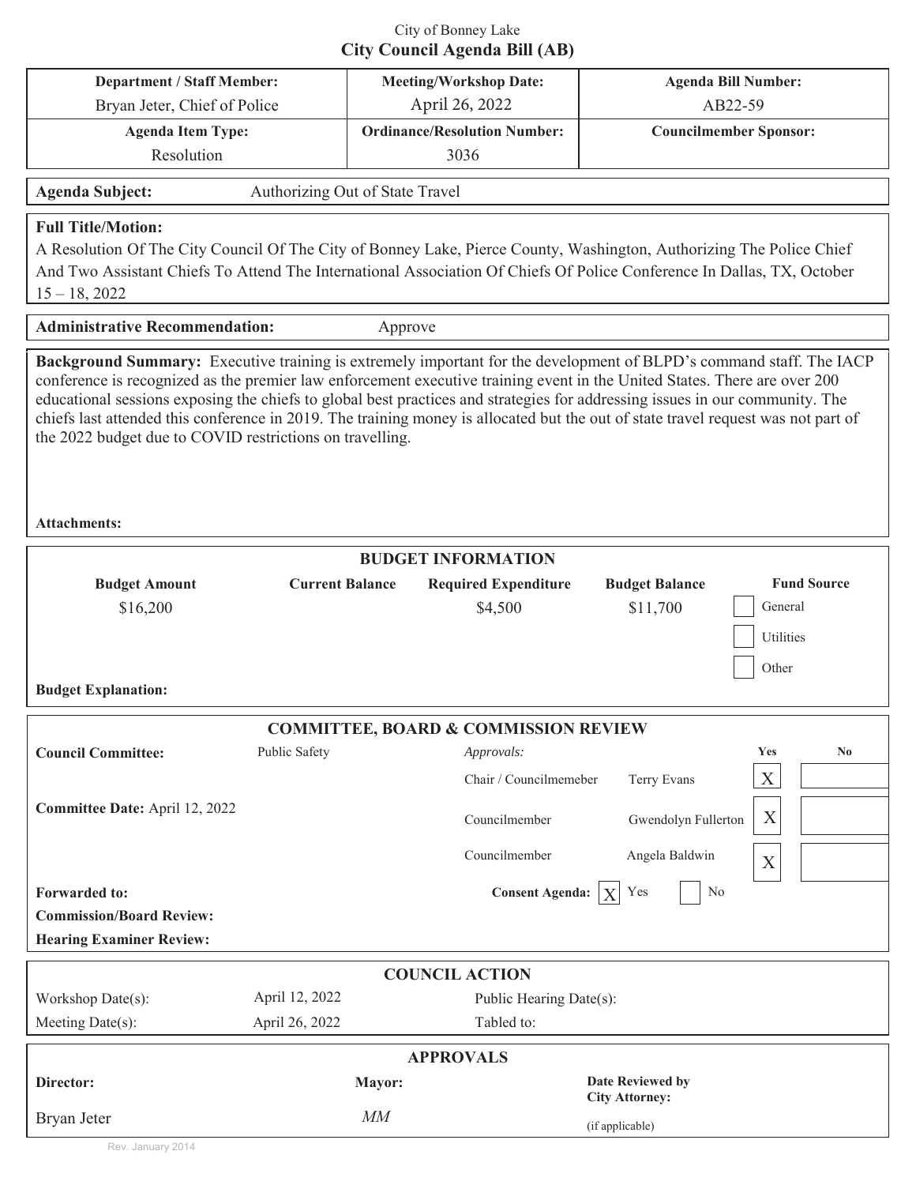City of Bonney Lake

# City Council Agenda Bill (AB)

| Department / Staff Member: | Meeting/Workshop Date: | Agenda Bill Number: |
|---|---|---|
| Bryan Jeter, Chief of Police | April 26, 2022 | AB22-59 |
| **Agenda Item Type:** | **Ordinance/Resolution Number:** | **Councilmember Sponsor:** |
| Resolution | 3036 | |

**Agenda Subject:** Authorizing Out of State Travel

**Full Title/Motion:**
A Resolution Of The City Council Of The City of Bonney Lake, Pierce County, Washington, Authorizing The Police Chief And Two Assistant Chiefs To Attend The International Association Of Chiefs Of Police Conference In Dallas, TX, October 15 – 18, 2022

**Administrative Recommendation:** Approve

**Background Summary:** Executive training is extremely important for the development of BLPD's command staff. The IACP conference is recognized as the premier law enforcement executive training event in the United States. There are over 200 educational sessions exposing the chiefs to global best practices and strategies for addressing issues in our community. The chiefs last attended this conference in 2019. The training money is allocated but the out of state travel request was not part of the 2022 budget due to COVID restrictions on travelling.

**Attachments:**

## BUDGET INFORMATION

| Budget Amount | Current Balance | Required Expenditure | Budget Balance | Fund Source |
|---|---|---|---|---|
| $16,200 | | $4,500 | $11,700 | ☐ General<br>☐ Utilities<br>☐ Other |

**Budget Explanation:**

## COMMITTEE, BOARD & COMMISSION REVIEW

**Council Committee:** Public Safety

**Committee Date:** April 12, 2022

| Approvals: | | Yes | No |
|---|---|---|---|
| Chair / Councilmemeber | Terry Evans | X | |
| Councilmember | Gwendolyn Fullerton | X | |
| Councilmember | Angela Baldwin | X | |

**Forwarded to:**

**Consent Agenda:** [X] Yes [ ] No

**Commission/Board Review:**

**Hearing Examiner Review:**

## COUNCIL ACTION

| | | | |
|---|---|---|---|
| Workshop Date(s): | April 12, 2022 | Public Hearing Date(s): | |
| Meeting Date(s): | April 26, 2022 | Tabled to: | |

## APPROVALS

| Director: | Mayor: | Date Reviewed by City Attorney: |
|---|---|---|
| Bryan Jeter | *MM* | (if applicable) |

Rev. January 2014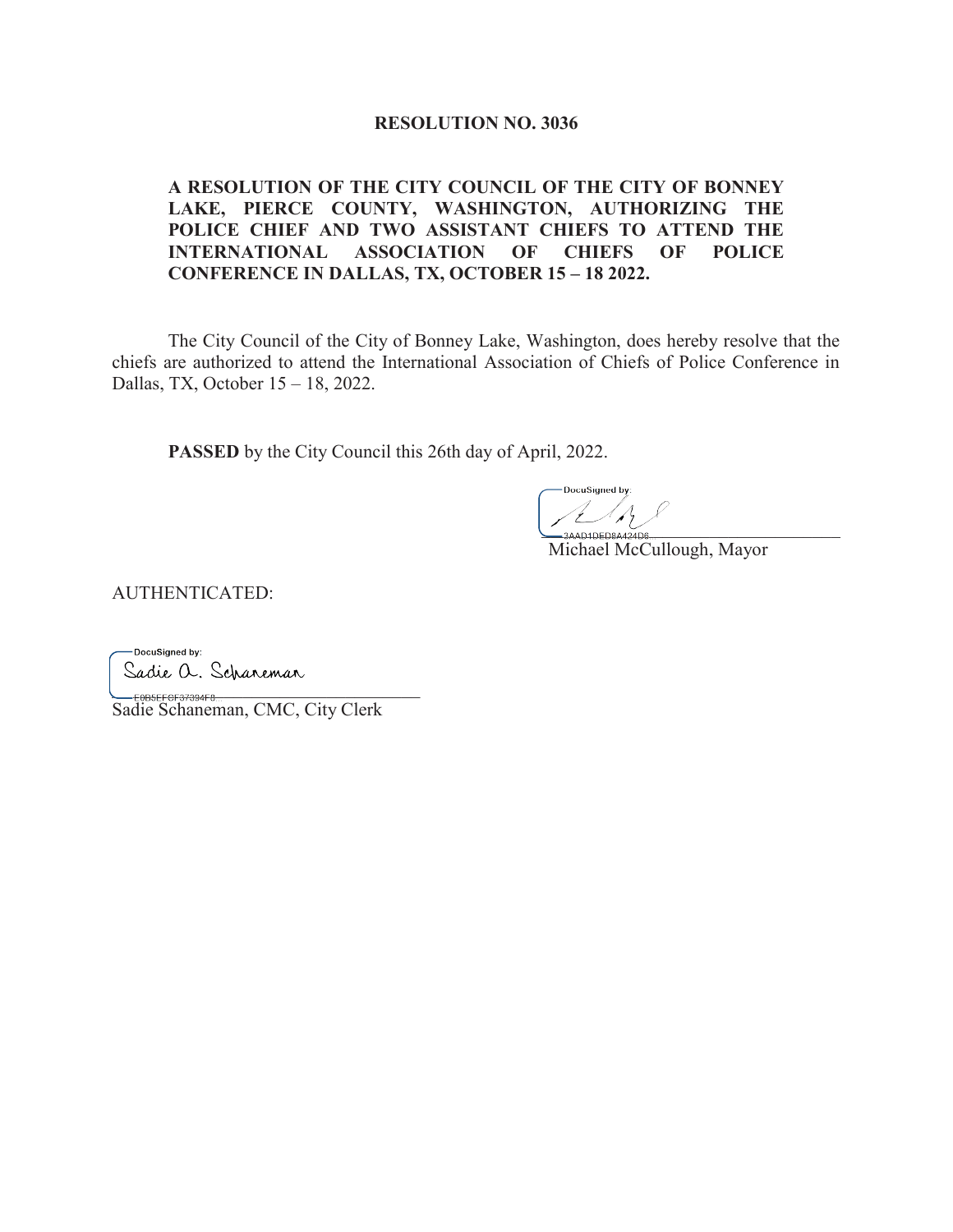**RESOLUTION NO. 3036**

**A RESOLUTION OF THE CITY COUNCIL OF THE CITY OF BONNEY LAKE, PIERCE COUNTY, WASHINGTON, AUTHORIZING THE POLICE CHIEF AND TWO ASSISTANT CHIEFS TO ATTEND THE INTERNATIONAL ASSOCIATION OF CHIEFS OF POLICE CONFERENCE IN DALLAS, TX, OCTOBER 15 – 18 2022.**

The City Council of the City of Bonney Lake, Washington, does hereby resolve that the chiefs are authorized to attend the International Association of Chiefs of Police Conference in Dallas, TX, October 15 – 18, 2022.

**PASSED** by the City Council this 26th day of April, 2022.

DocuSigned by:
3AAD1DED8A424D6...
Michael McCullough, Mayor

AUTHENTICATED:

DocuSigned by:
Sadie A. Schaneman
E0B5EFCF37394F8...
Sadie Schaneman, CMC, City Clerk